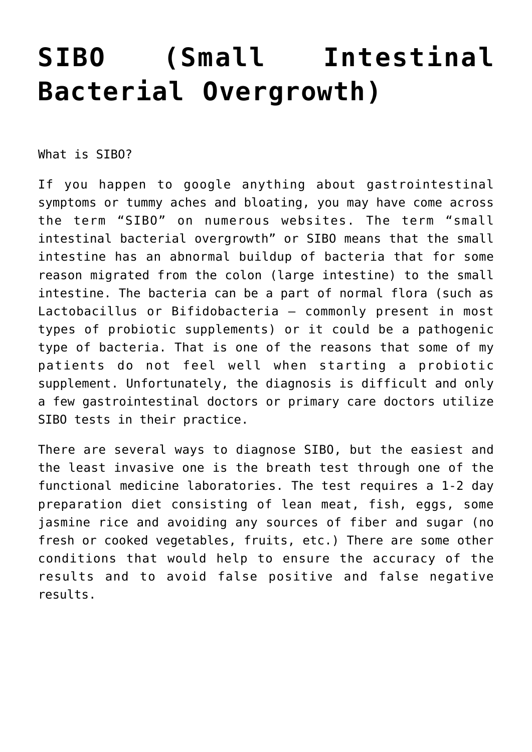# SIBO (Small Intestinal Bacterial Overgrowth)

What is SIBO?

If you happen to google anything about gastrointestinal symptoms or tummy aches and bloating, you may have come across the term "SIBO" on numerous websites. The term "small intestinal bacterial overgrowth" or SIBO means that the small intestine has an abnormal buildup of bacteria that for some reason migrated from the colon (large intestine) to the small intestine. The bacteria can be a part of normal flora (such as Lactobacillus or Bifidobacteria – commonly present in most types of probiotic supplements) or it could be a pathogenic type of bacteria. That is one of the reasons that some of my patients do not feel well when starting a probiotic supplement. Unfortunately, the diagnosis is difficult and only a few gastrointestinal doctors or primary care doctors utilize SIBO tests in their practice.

There are several ways to diagnose SIBO, but the easiest and the least invasive one is the breath test through one of the functional medicine laboratories. The test requires a 1-2 day preparation diet consisting of lean meat, fish, eggs, some jasmine rice and avoiding any sources of fiber and sugar (no fresh or cooked vegetables, fruits, etc.) There are some other conditions that would help to ensure the accuracy of the results and to avoid false positive and false negative results.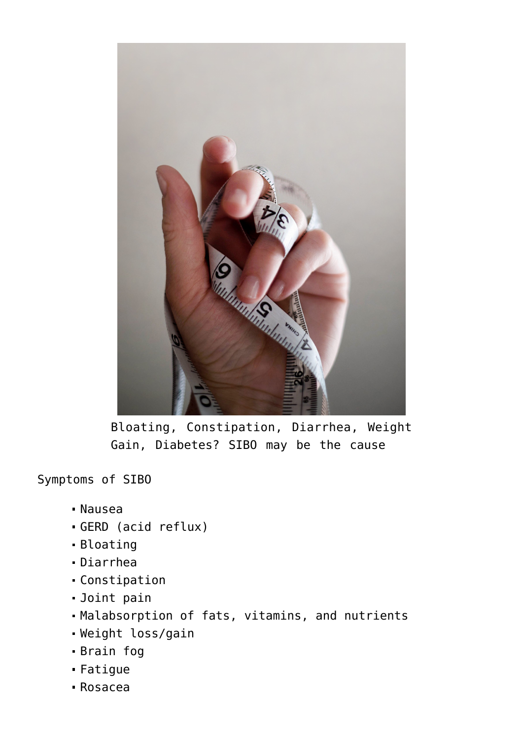Bloating, Constipation, Diarrhea, Weight Gain, Diabetes? SIBO may be the cause

Symptoms of SIBO

- Nausea
- GERD (acid reflux)
- Bloating
- Diarrhea
- Constipation
- Joint pain
- Malabsorption of fats, vitamins, and nutrients
- Weight loss/gain
- Brain fog
- Fatigue
- Rosacea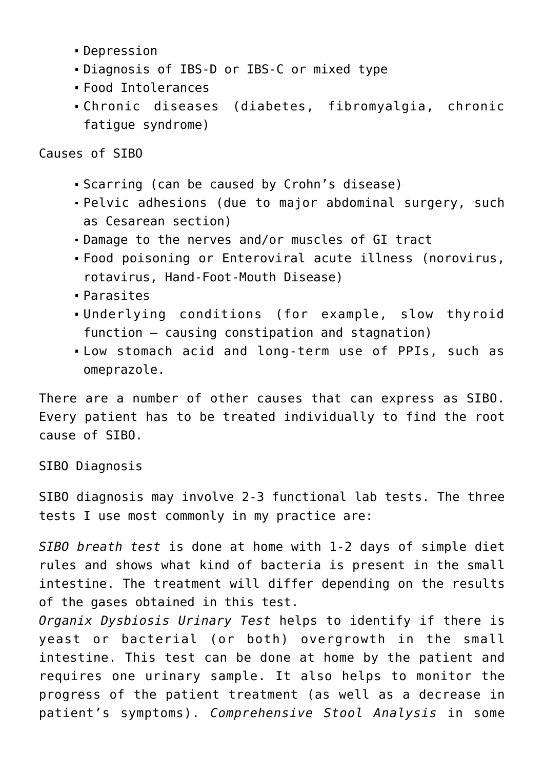- Depression
- Diagnosis of IBS-D or IBS-C or mixed type
- Food Intolerances
- Chronic diseases (diabetes, fibromyalgia, chronic fatigue syndrome)

Causes of SIBO

- Scarring (can be caused by Crohn's disease)
- Pelvic adhesions (due to major abdominal surgery, such as Cesarean section)
- Damage to the nerves and/or muscles of GI tract
- Food poisoning or Enteroviral acute illness (norovirus, rotavirus, Hand-Foot-Mouth Disease)
- Parasites
- Underlying conditions (for example, slow thyroid function – causing constipation and stagnation)
- Low stomach acid and long-term use of PPIs, such as omeprazole.

There are a number of other causes that can express as SIBO. Every patient has to be treated individually to find the root cause of SIBO.

SIBO Diagnosis

SIBO diagnosis may involve 2-3 functional lab tests. The three tests I use most commonly in my practice are:

*SIBO breath test* is done at home with 1-2 days of simple diet rules and shows what kind of bacteria is present in the small intestine. The treatment will differ depending on the results of the gases obtained in this test.
*Organix Dysbiosis Urinary Test* helps to identify if there is yeast or bacterial (or both) overgrowth in the small intestine. This test can be done at home by the patient and requires one urinary sample. It also helps to monitor the progress of the patient treatment (as well as a decrease in patient's symptoms). *Comprehensive Stool Analysis* in some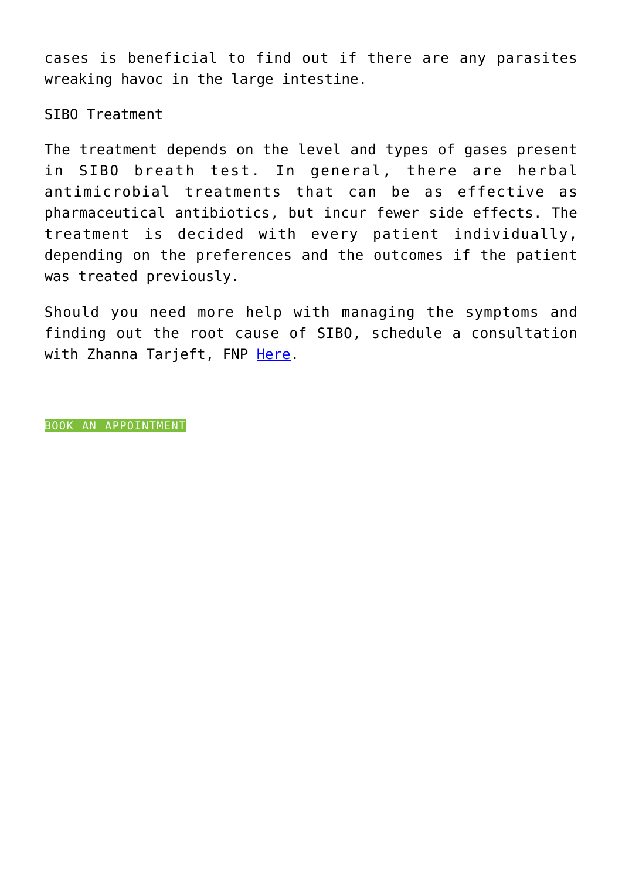cases is beneficial to find out if there are any parasites wreaking havoc in the large intestine.

## SIBO Treatment

The treatment depends on the level and types of gases present in SIBO breath test. In general, there are herbal antimicrobial treatments that can be as effective as pharmaceutical antibiotics, but incur fewer side effects. The treatment is decided with every patient individually, depending on the preferences and the outcomes if the patient was treated previously.

Should you need more help with managing the symptoms and finding out the root cause of SIBO, schedule a consultation with Zhanna Tarjeft, FNP Here.

BOOK AN APPOINTMENT